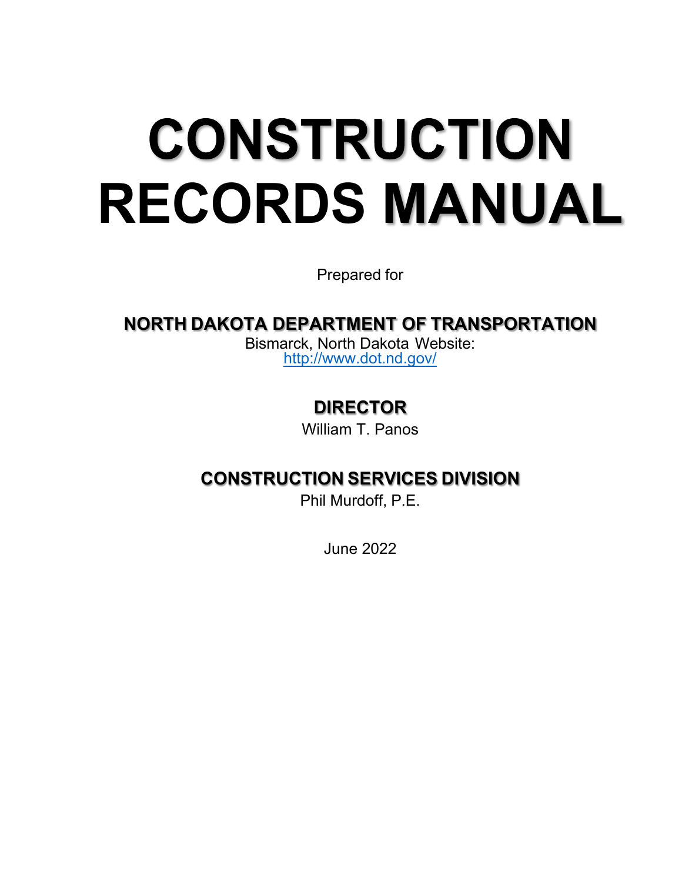# CONSTRUCTION RECORDS MANUAL

Prepared for

## NORTH DAKOTA DEPARTMENT OF TRANSPORTATION

Bismarck, North Dakota Website:
http://www.dot.nd.gov/

## DIRECTOR

William T. Panos

## CONSTRUCTION SERVICES DIVISION

Phil Murdoff, P.E.

June 2022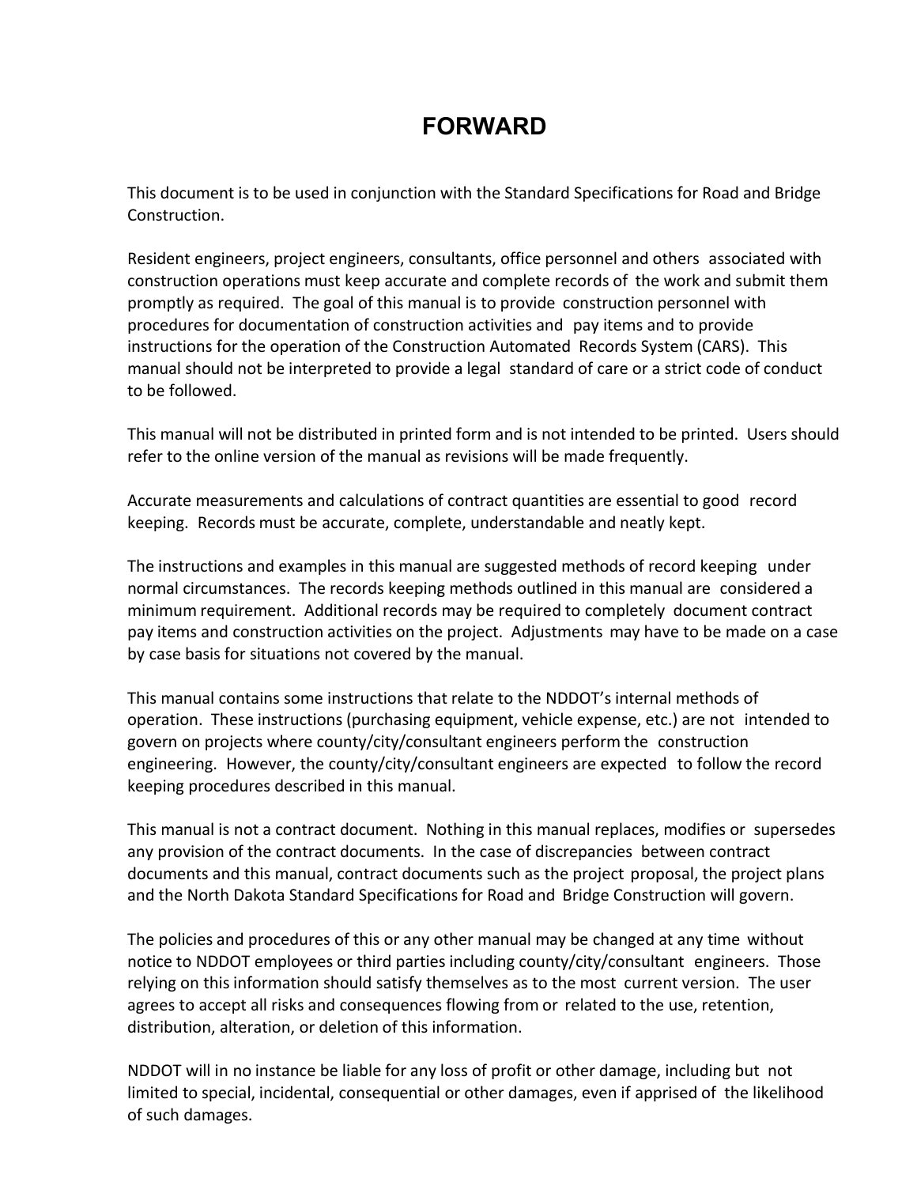# FORWARD

This document is to be used in conjunction with the Standard Specifications for Road and Bridge Construction.

Resident engineers, project engineers, consultants, office personnel and others associated with construction operations must keep accurate and complete records of the work and submit them promptly as required. The goal of this manual is to provide construction personnel with procedures for documentation of construction activities and pay items and to provide instructions for the operation of the Construction Automated Records System (CARS). This manual should not be interpreted to provide a legal standard of care or a strict code of conduct to be followed.

This manual will not be distributed in printed form and is not intended to be printed. Users should refer to the online version of the manual as revisions will be made frequently.

Accurate measurements and calculations of contract quantities are essential to good record keeping. Records must be accurate, complete, understandable and neatly kept.

The instructions and examples in this manual are suggested methods of record keeping under normal circumstances. The records keeping methods outlined in this manual are considered a minimum requirement. Additional records may be required to completely document contract pay items and construction activities on the project. Adjustments may have to be made on a case by case basis for situations not covered by the manual.

This manual contains some instructions that relate to the NDDOT's internal methods of operation. These instructions (purchasing equipment, vehicle expense, etc.) are not intended to govern on projects where county/city/consultant engineers perform the construction engineering. However, the county/city/consultant engineers are expected to follow the record keeping procedures described in this manual.

This manual is not a contract document. Nothing in this manual replaces, modifies or supersedes any provision of the contract documents. In the case of discrepancies between contract documents and this manual, contract documents such as the project proposal, the project plans and the North Dakota Standard Specifications for Road and Bridge Construction will govern.

The policies and procedures of this or any other manual may be changed at any time without notice to NDDOT employees or third parties including county/city/consultant engineers. Those relying on this information should satisfy themselves as to the most current version. The user agrees to accept all risks and consequences flowing from or related to the use, retention, distribution, alteration, or deletion of this information.

NDDOT will in no instance be liable for any loss of profit or other damage, including but not limited to special, incidental, consequential or other damages, even if apprised of the likelihood of such damages.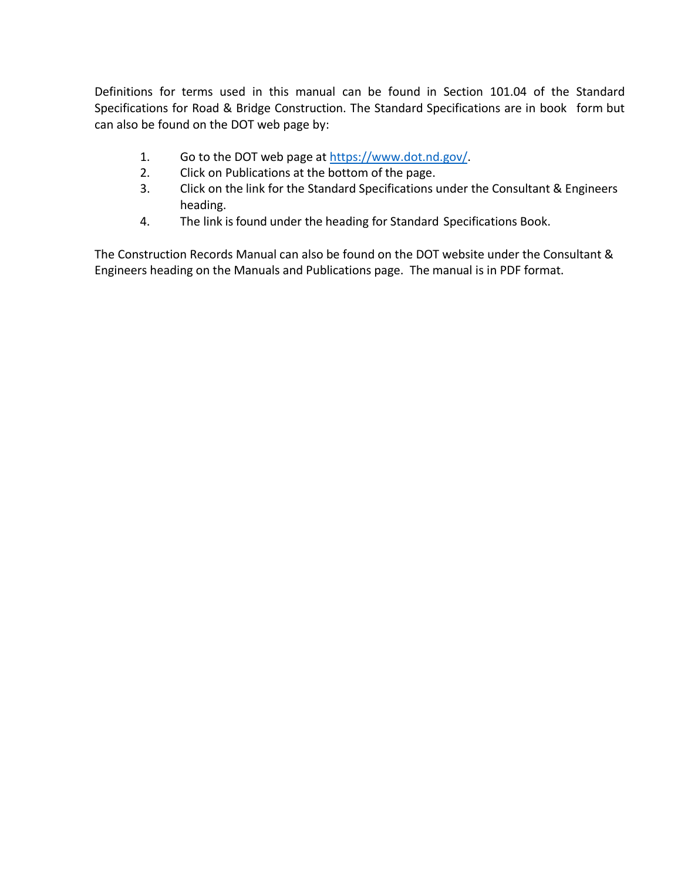Definitions for terms used in this manual can be found in Section 101.04 of the Standard Specifications for Road & Bridge Construction. The Standard Specifications are in book form but can also be found on the DOT web page by:

1. Go to the DOT web page at [https://www.dot.nd.gov/](https://www.dot.nd.gov/).
2. Click on Publications at the bottom of the page.
3. Click on the link for the Standard Specifications under the Consultant & Engineers heading.
4. The link is found under the heading for Standard Specifications Book.

The Construction Records Manual can also be found on the DOT website under the Consultant & Engineers heading on the Manuals and Publications page. The manual is in PDF format.